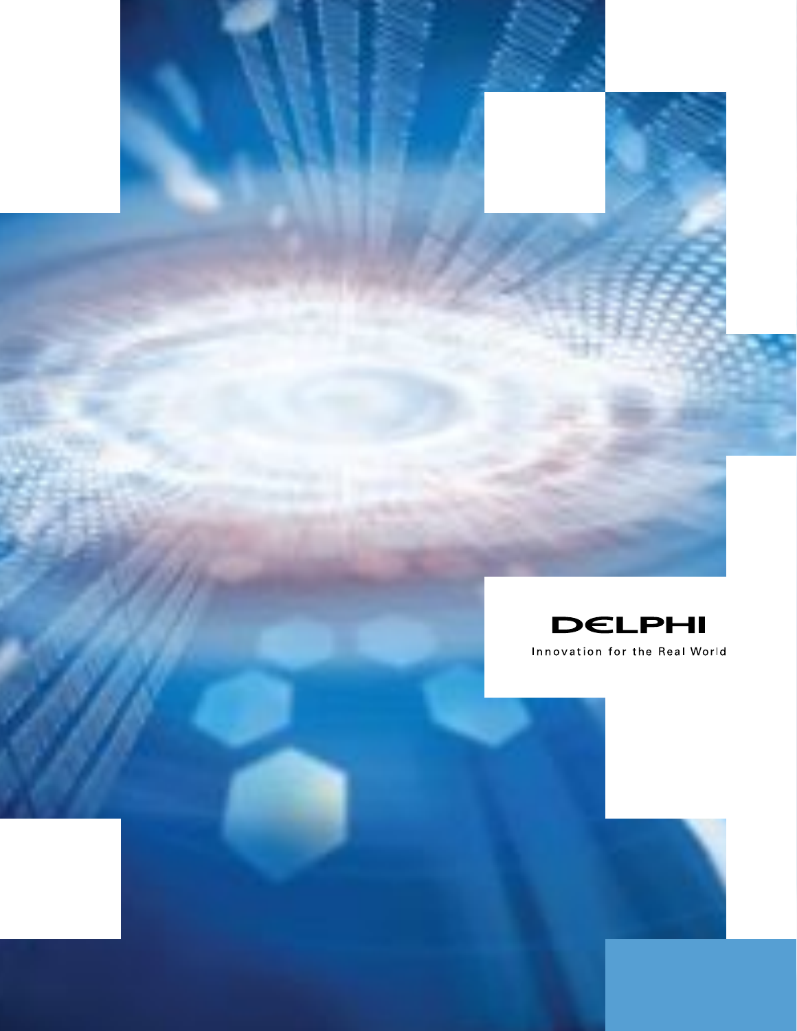DELPHI

Innovation for the Real World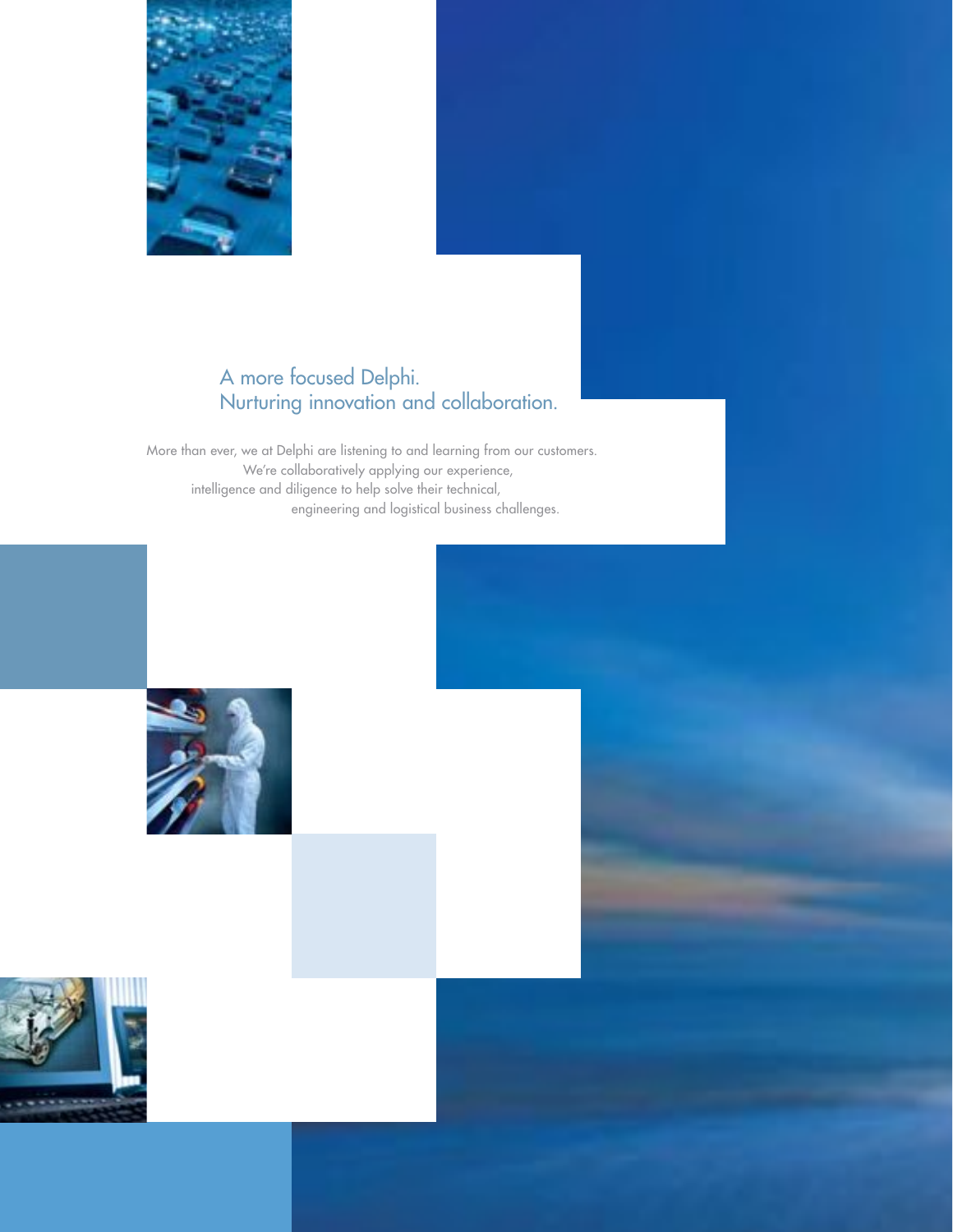## A more focused Delphi.
## Nurturing innovation and collaboration.

More than ever, we at Delphi are listening to and learning from our customers. We're collaboratively applying our experience, intelligence and diligence to help solve their technical, engineering and logistical business challenges.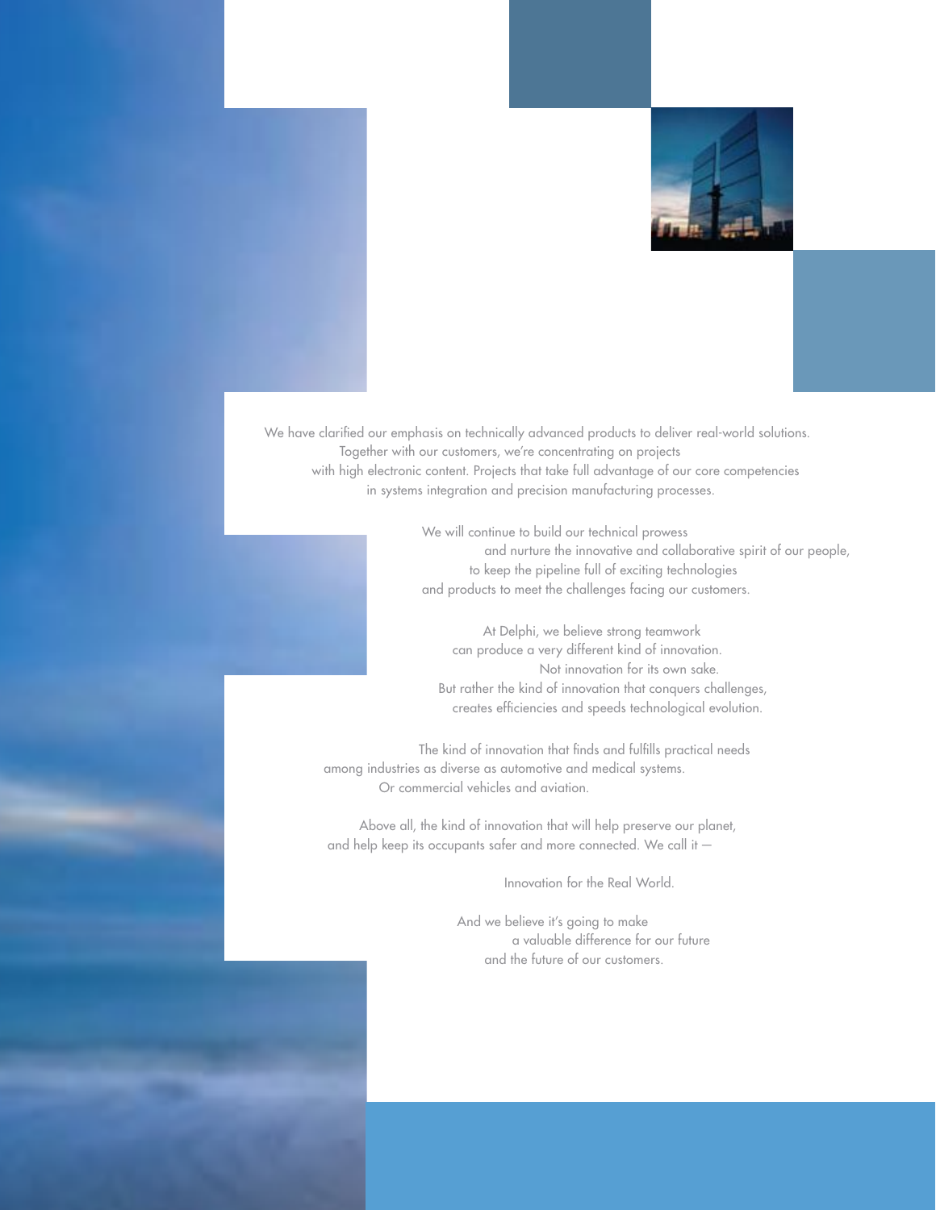We have clarified our emphasis on technically advanced products to deliver real-world solutions. Together with our customers, we're concentrating on projects with high electronic content. Projects that take full advantage of our core competencies in systems integration and precision manufacturing processes.

We will continue to build our technical prowess and nurture the innovative and collaborative spirit of our people, to keep the pipeline full of exciting technologies and products to meet the challenges facing our customers.

At Delphi, we believe strong teamwork can produce a very different kind of innovation. Not innovation for its own sake. But rather the kind of innovation that conquers challenges, creates efficiencies and speeds technological evolution.

The kind of innovation that finds and fulfills practical needs among industries as diverse as automotive and medical systems. Or commercial vehicles and aviation.

Above all, the kind of innovation that will help preserve our planet, and help keep its occupants safer and more connected. We call it —

Innovation for the Real World.

And we believe it's going to make a valuable difference for our future and the future of our customers.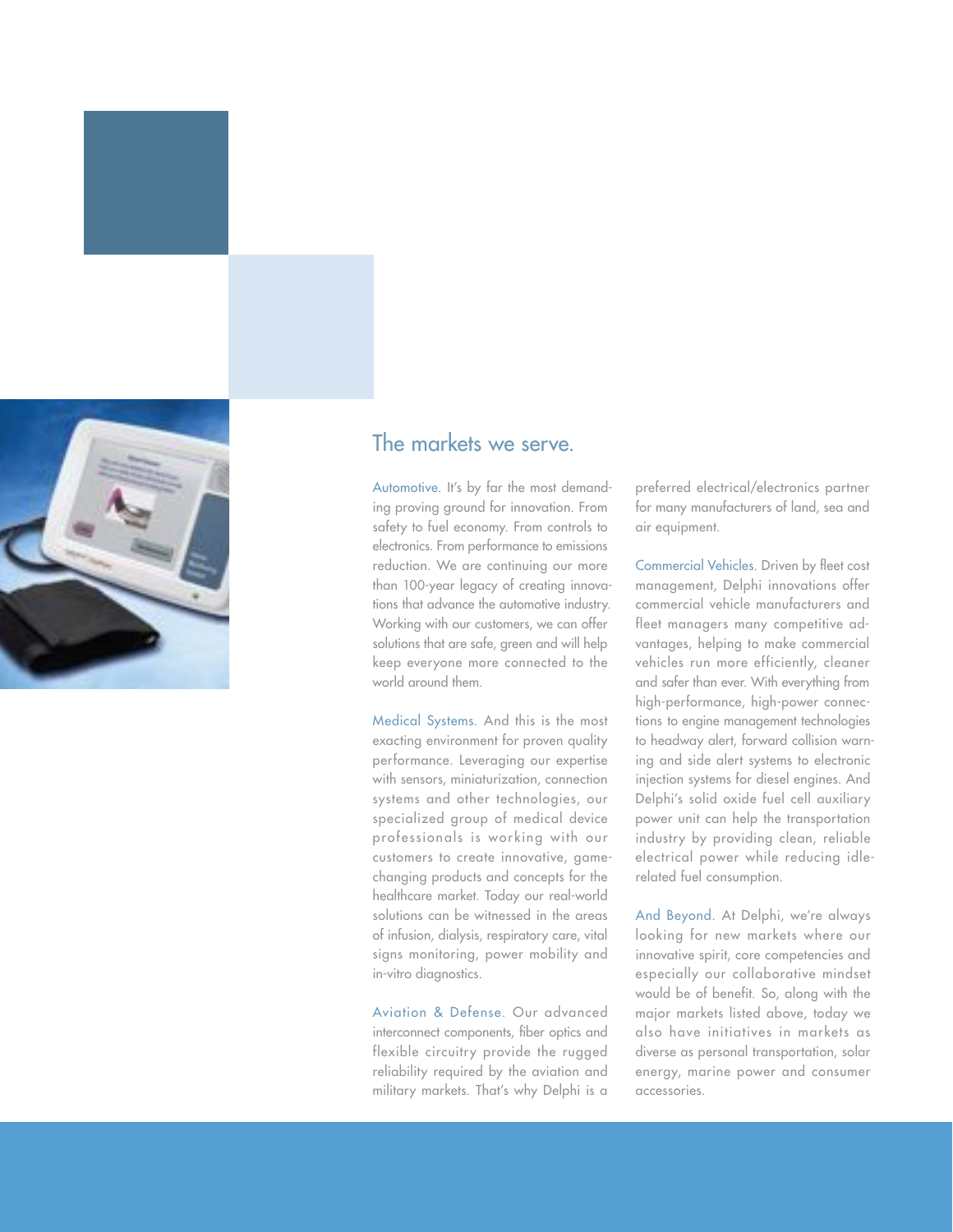## The markets we serve.

Automotive. It's by far the most demanding proving ground for innovation. From safety to fuel economy. From controls to electronics. From performance to emissions reduction. We are continuing our more than 100-year legacy of creating innovations that advance the automotive industry. Working with our customers, we can offer solutions that are safe, green and will help keep everyone more connected to the world around them.

Medical Systems. And this is the most exacting environment for proven quality performance. Leveraging our expertise with sensors, miniaturization, connection systems and other technologies, our specialized group of medical device professionals is working with our customers to create innovative, game-changing products and concepts for the healthcare market. Today our real-world solutions can be witnessed in the areas of infusion, dialysis, respiratory care, vital signs monitoring, power mobility and in-vitro diagnostics.

Aviation & Defense. Our advanced interconnect components, fiber optics and flexible circuitry provide the rugged reliability required by the aviation and military markets. That's why Delphi is a preferred electrical/electronics partner for many manufacturers of land, sea and air equipment.

Commercial Vehicles. Driven by fleet cost management, Delphi innovations offer commercial vehicle manufacturers and fleet managers many competitive advantages, helping to make commercial vehicles run more efficiently, cleaner and safer than ever. With everything from high-performance, high-power connections to engine management technologies to headway alert, forward collision warning and side alert systems to electronic injection systems for diesel engines. And Delphi's solid oxide fuel cell auxiliary power unit can help the transportation industry by providing clean, reliable electrical power while reducing idle-related fuel consumption.

And Beyond. At Delphi, we're always looking for new markets where our innovative spirit, core competencies and especially our collaborative mindset would be of benefit. So, along with the major markets listed above, today we also have initiatives in markets as diverse as personal transportation, solar energy, marine power and consumer accessories.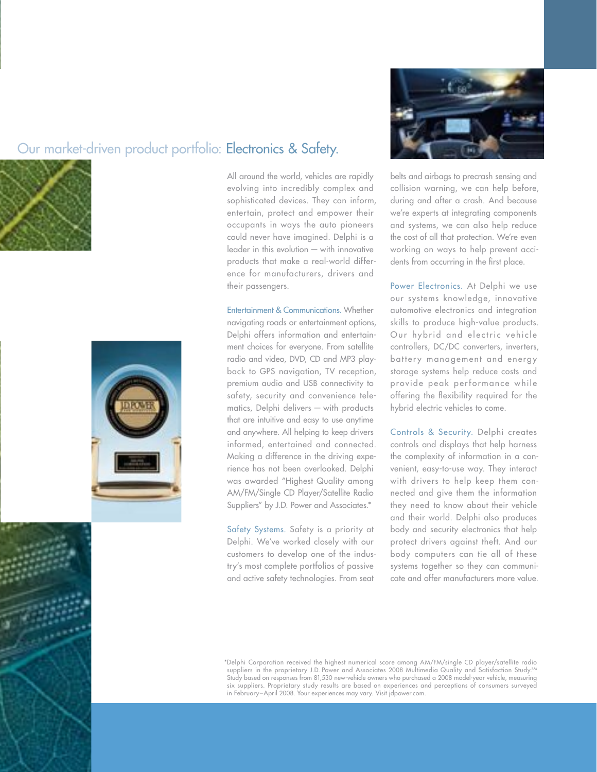## Our market-driven product portfolio: Electronics & Safety.

All around the world, vehicles are rapidly evolving into incredibly complex and sophisticated devices. They can inform, entertain, protect and empower their occupants in ways the auto pioneers could never have imagined. Delphi is a leader in this evolution — with innovative products that make a real-world difference for manufacturers, drivers and their passengers.

**Entertainment & Communications.** Whether navigating roads or entertainment options, Delphi offers information and entertainment choices for everyone. From satellite radio and video, DVD, CD and MP3 playback to GPS navigation, TV reception, premium audio and USB connectivity to safety, security and convenience telematics, Delphi delivers — with products that are intuitive and easy to use anytime and anywhere. All helping to keep drivers informed, entertained and connected. Making a difference in the driving experience has not been overlooked. Delphi was awarded "Highest Quality among AM/FM/Single CD Player/Satellite Radio Suppliers" by J.D. Power and Associates.*

**Safety Systems.** Safety is a priority at Delphi. We've worked closely with our customers to develop one of the industry's most complete portfolios of passive and active safety technologies. From seat belts and airbags to precrash sensing and collision warning, we can help before, during and after a crash. And because we're experts at integrating components and systems, we can also help reduce the cost of all that protection. We're even working on ways to help prevent accidents from occurring in the first place.

**Power Electronics.** At Delphi we use our systems knowledge, innovative automotive electronics and integration skills to produce high-value products. Our hybrid and electric vehicle controllers, DC/DC converters, inverters, battery management and energy storage systems help reduce costs and provide peak performance while offering the flexibility required for the hybrid electric vehicles to come.

**Controls & Security.** Delphi creates controls and displays that help harness the complexity of information in a convenient, easy-to-use way. They interact with drivers to help keep them connected and give them the information they need to know about their vehicle and their world. Delphi also produces body and security electronics that help protect drivers against theft. And our body computers can tie all of these systems together so they can communicate and offer manufacturers more value.

*Delphi Corporation received the highest numerical score among AM/FM/single CD player/satellite radio suppliers in the proprietary J.D. Power and Associates 2008 Multimedia Quality and Satisfaction Study.℠ Study based on responses from 81,530 new-vehicle owners who purchased a 2008 model-year vehicle, measuring six suppliers. Proprietary study results are based on experiences and perceptions of consumers surveyed in February–April 2008. Your experiences may vary. Visit jdpower.com.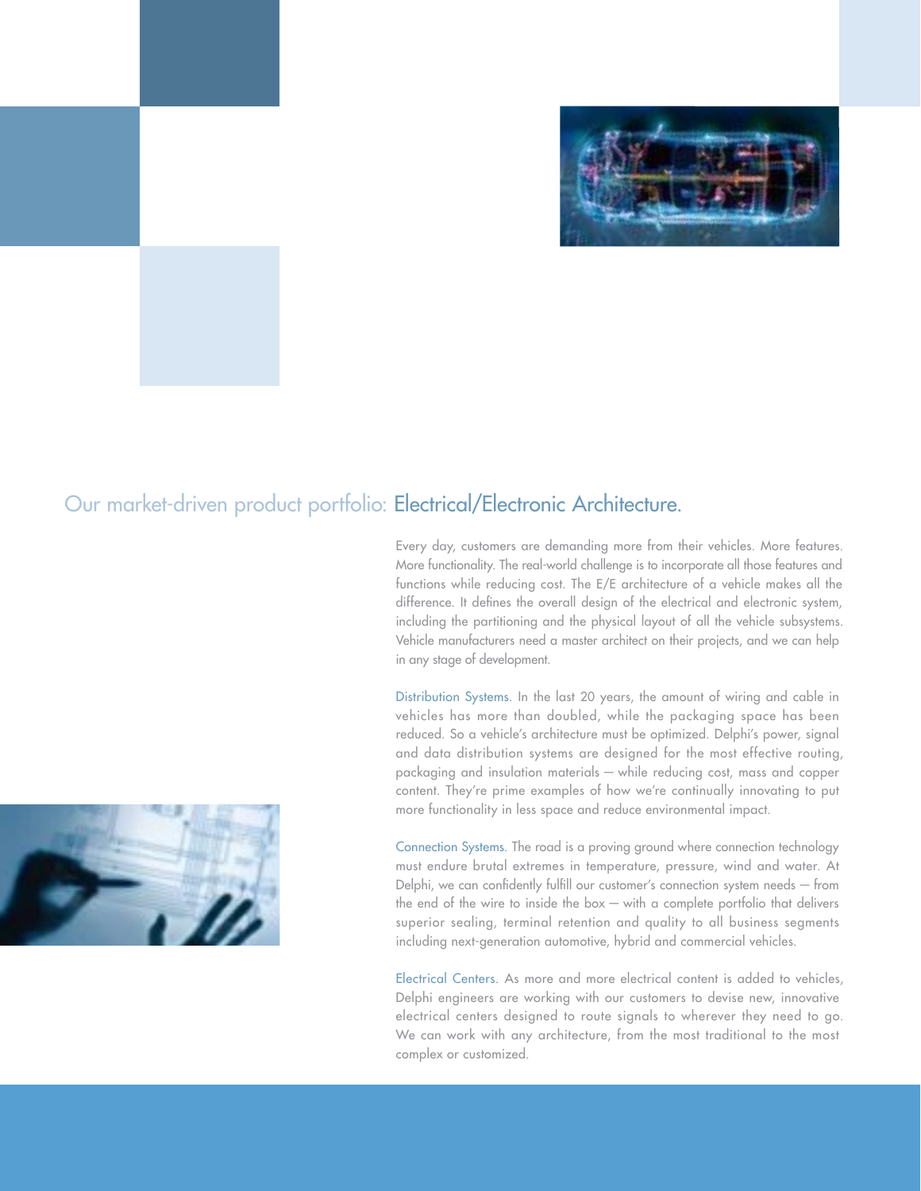## Our market-driven product portfolio: Electrical/Electronic Architecture.

Every day, customers are demanding more from their vehicles. More features. More functionality. The real-world challenge is to incorporate all those features and functions while reducing cost. The E/E architecture of a vehicle makes all the difference. It defines the overall design of the electrical and electronic system, including the partitioning and the physical layout of all the vehicle subsystems. Vehicle manufacturers need a master architect on their projects, and we can help in any stage of development.

Distribution Systems. In the last 20 years, the amount of wiring and cable in vehicles has more than doubled, while the packaging space has been reduced. So a vehicle's architecture must be optimized. Delphi's power, signal and data distribution systems are designed for the most effective routing, packaging and insulation materials — while reducing cost, mass and copper content. They're prime examples of how we're continually innovating to put more functionality in less space and reduce environmental impact.

Connection Systems. The road is a proving ground where connection technology must endure brutal extremes in temperature, pressure, wind and water. At Delphi, we can confidently fulfill our customer's connection system needs — from the end of the wire to inside the box — with a complete portfolio that delivers superior sealing, terminal retention and quality to all business segments including next-generation automotive, hybrid and commercial vehicles.

Electrical Centers. As more and more electrical content is added to vehicles, Delphi engineers are working with our customers to devise new, innovative electrical centers designed to route signals to wherever they need to go. We can work with any architecture, from the most traditional to the most complex or customized.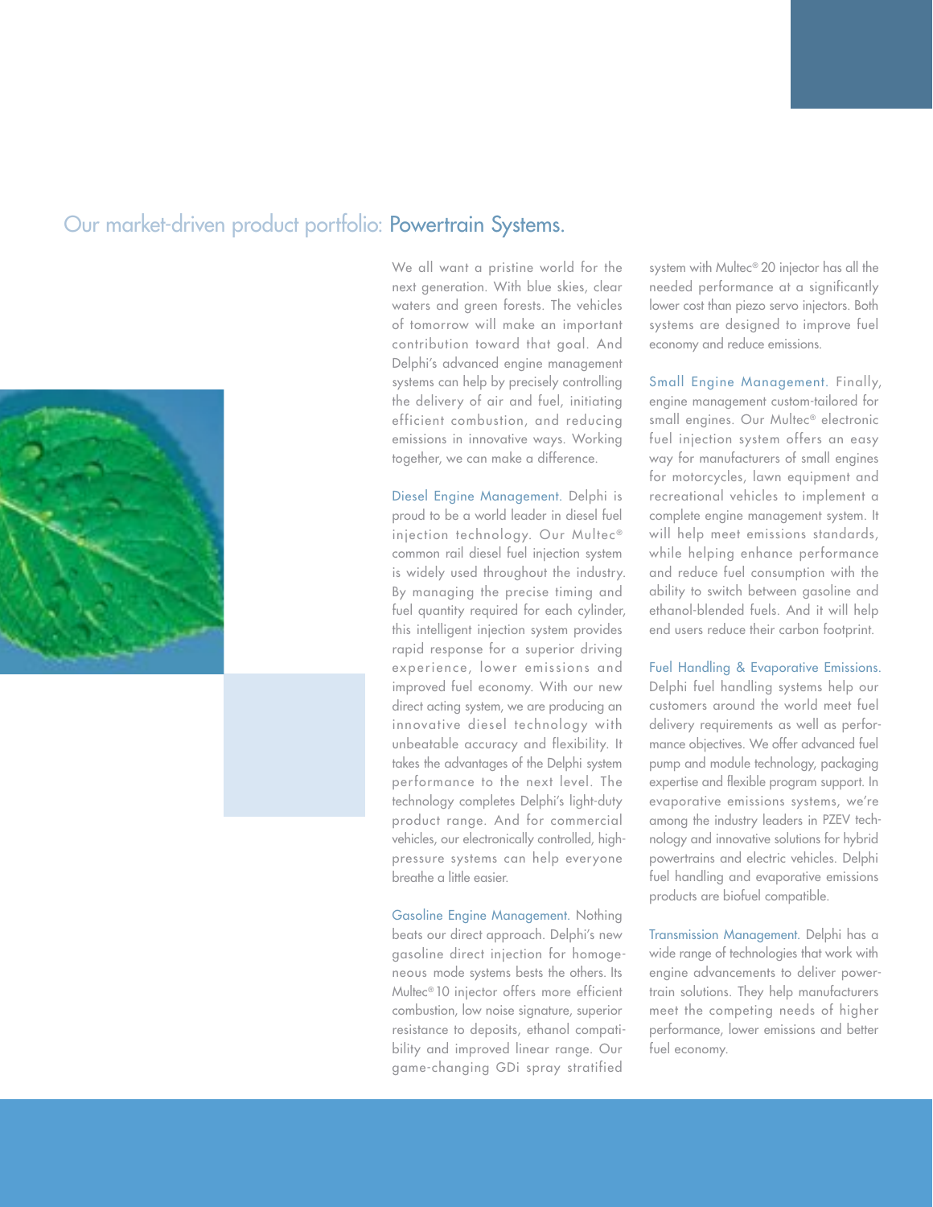## Our market-driven product portfolio: Powertrain Systems.

We all want a pristine world for the next generation. With blue skies, clear waters and green forests. The vehicles of tomorrow will make an important contribution toward that goal. And Delphi's advanced engine management systems can help by precisely controlling the delivery of air and fuel, initiating efficient combustion, and reducing emissions in innovative ways. Working together, we can make a difference.

**Diesel Engine Management.** Delphi is proud to be a world leader in diesel fuel injection technology. Our Multec® common rail diesel fuel injection system is widely used throughout the industry. By managing the precise timing and fuel quantity required for each cylinder, this intelligent injection system provides rapid response for a superior driving experience, lower emissions and improved fuel economy. With our new direct acting system, we are producing an innovative diesel technology with unbeatable accuracy and flexibility. It takes the advantages of the Delphi system performance to the next level. The technology completes Delphi's light-duty product range. And for commercial vehicles, our electronically controlled, high-pressure systems can help everyone breathe a little easier.

**Gasoline Engine Management.** Nothing beats our direct approach. Delphi's new gasoline direct injection for homogeneous mode systems bests the others. Its Multec® 10 injector offers more efficient combustion, low noise signature, superior resistance to deposits, ethanol compatibility and improved linear range. Our game-changing GDi spray stratified system with Multec® 20 injector has all the needed performance at a significantly lower cost than piezo servo injectors. Both systems are designed to improve fuel economy and reduce emissions.

**Small Engine Management.** Finally, engine management custom-tailored for small engines. Our Multec® electronic fuel injection system offers an easy way for manufacturers of small engines for motorcycles, lawn equipment and recreational vehicles to implement a complete engine management system. It will help meet emissions standards, while helping enhance performance and reduce fuel consumption with the ability to switch between gasoline and ethanol-blended fuels. And it will help end users reduce their carbon footprint.

**Fuel Handling & Evaporative Emissions.** Delphi fuel handling systems help our customers around the world meet fuel delivery requirements as well as performance objectives. We offer advanced fuel pump and module technology, packaging expertise and flexible program support. In evaporative emissions systems, we're among the industry leaders in PZEV technology and innovative solutions for hybrid powertrains and electric vehicles. Delphi fuel handling and evaporative emissions products are biofuel compatible.

**Transmission Management.** Delphi has a wide range of technologies that work with engine advancements to deliver powertrain solutions. They help manufacturers meet the competing needs of higher performance, lower emissions and better fuel economy.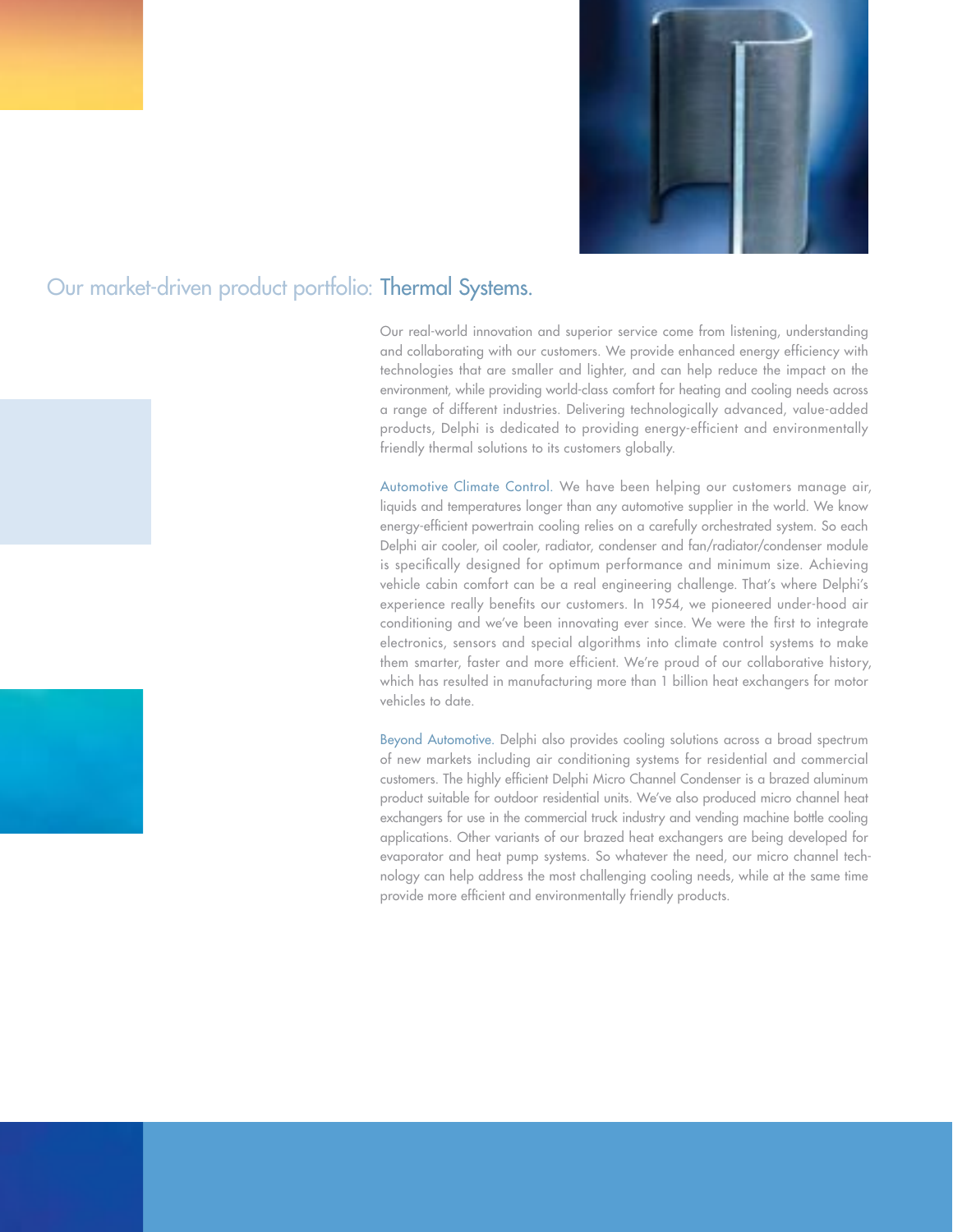## Our market-driven product portfolio: Thermal Systems.

Our real-world innovation and superior service come from listening, understanding and collaborating with our customers. We provide enhanced energy efficiency with technologies that are smaller and lighter, and can help reduce the impact on the environment, while providing world-class comfort for heating and cooling needs across a range of different industries. Delivering technologically advanced, value-added products, Delphi is dedicated to providing energy-efficient and environmentally friendly thermal solutions to its customers globally.

Automotive Climate Control. We have been helping our customers manage air, liquids and temperatures longer than any automotive supplier in the world. We know energy-efficient powertrain cooling relies on a carefully orchestrated system. So each Delphi air cooler, oil cooler, radiator, condenser and fan/radiator/condenser module is specifically designed for optimum performance and minimum size. Achieving vehicle cabin comfort can be a real engineering challenge. That's where Delphi's experience really benefits our customers. In 1954, we pioneered under-hood air conditioning and we've been innovating ever since. We were the first to integrate electronics, sensors and special algorithms into climate control systems to make them smarter, faster and more efficient. We're proud of our collaborative history, which has resulted in manufacturing more than 1 billion heat exchangers for motor vehicles to date.

Beyond Automotive. Delphi also provides cooling solutions across a broad spectrum of new markets including air conditioning systems for residential and commercial customers. The highly efficient Delphi Micro Channel Condenser is a brazed aluminum product suitable for outdoor residential units. We've also produced micro channel heat exchangers for use in the commercial truck industry and vending machine bottle cooling applications. Other variants of our brazed heat exchangers are being developed for evaporator and heat pump systems. So whatever the need, our micro channel technology can help address the most challenging cooling needs, while at the same time provide more efficient and environmentally friendly products.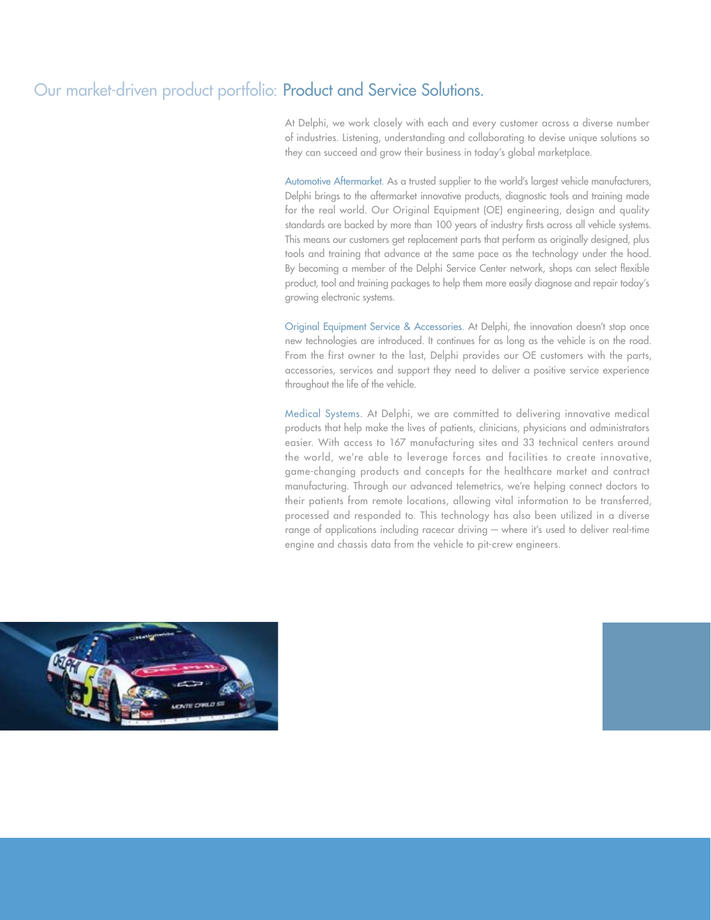## Our market-driven product portfolio: Product and Service Solutions.

At Delphi, we work closely with each and every customer across a diverse number of industries. Listening, understanding and collaborating to devise unique solutions so they can succeed and grow their business in today's global marketplace.

Automotive Aftermarket. As a trusted supplier to the world's largest vehicle manufacturers, Delphi brings to the aftermarket innovative products, diagnostic tools and training made for the real world. Our Original Equipment (OE) engineering, design and quality standards are backed by more than 100 years of industry firsts across all vehicle systems. This means our customers get replacement parts that perform as originally designed, plus tools and training that advance at the same pace as the technology under the hood. By becoming a member of the Delphi Service Center network, shops can select flexible product, tool and training packages to help them more easily diagnose and repair today's growing electronic systems.

Original Equipment Service & Accessories. At Delphi, the innovation doesn't stop once new technologies are introduced. It continues for as long as the vehicle is on the road. From the first owner to the last, Delphi provides our OE customers with the parts, accessories, services and support they need to deliver a positive service experience throughout the life of the vehicle.

Medical Systems. At Delphi, we are committed to delivering innovative medical products that help make the lives of patients, clinicians, physicians and administrators easier. With access to 167 manufacturing sites and 33 technical centers around the world, we're able to leverage forces and facilities to create innovative, game-changing products and concepts for the healthcare market and contract manufacturing. Through our advanced telemetrics, we're helping connect doctors to their patients from remote locations, allowing vital information to be transferred, processed and responded to. This technology has also been utilized in a diverse range of applications including racecar driving — where it's used to deliver real-time engine and chassis data from the vehicle to pit-crew engineers.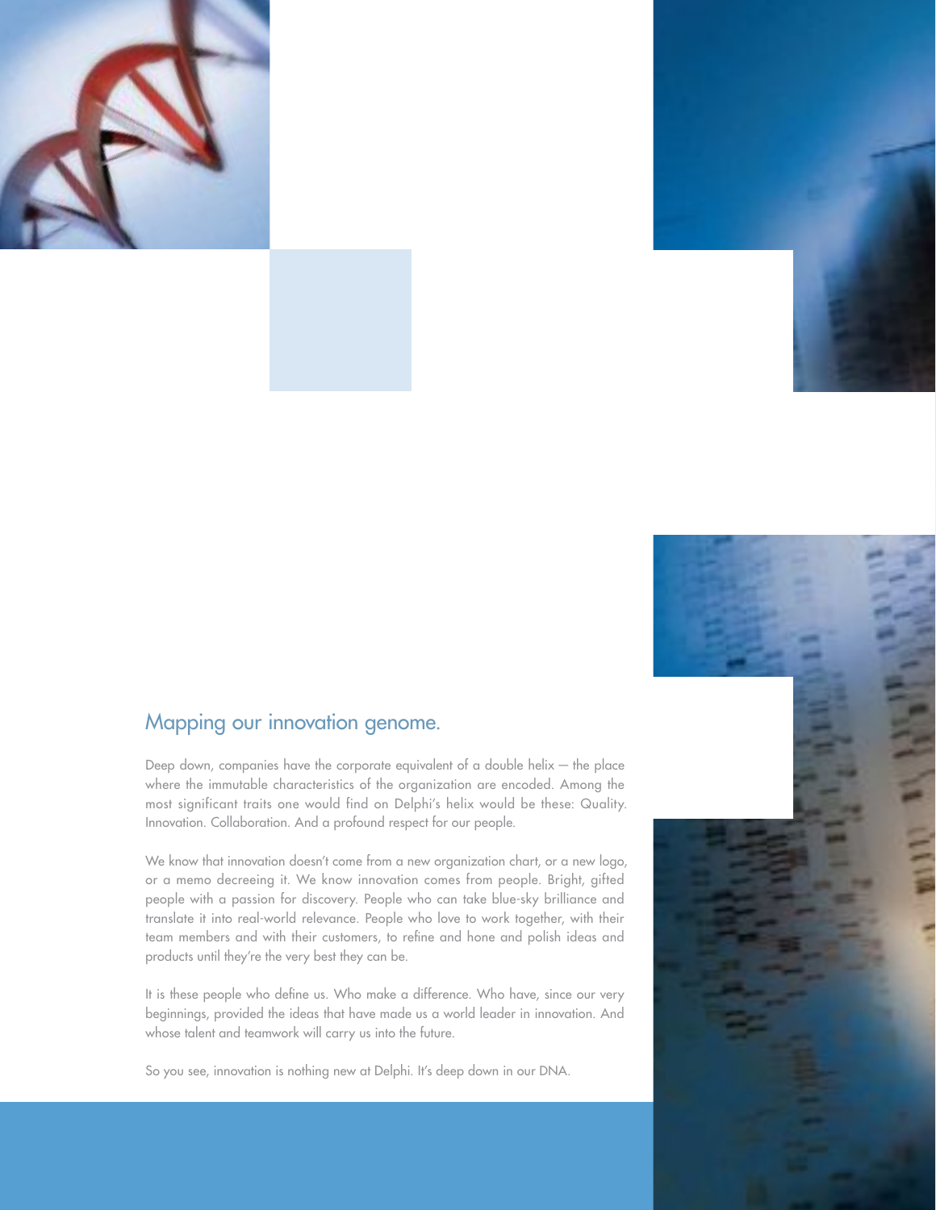## Mapping our innovation genome.

Deep down, companies have the corporate equivalent of a double helix — the place where the immutable characteristics of the organization are encoded. Among the most significant traits one would find on Delphi's helix would be these: Quality. Innovation. Collaboration. And a profound respect for our people.

We know that innovation doesn't come from a new organization chart, or a new logo, or a memo decreeing it. We know innovation comes from people. Bright, gifted people with a passion for discovery. People who can take blue-sky brilliance and translate it into real-world relevance. People who love to work together, with their team members and with their customers, to refine and hone and polish ideas and products until they're the very best they can be.

It is these people who define us. Who make a difference. Who have, since our very beginnings, provided the ideas that have made us a world leader in innovation. And whose talent and teamwork will carry us into the future.

So you see, innovation is nothing new at Delphi. It's deep down in our DNA.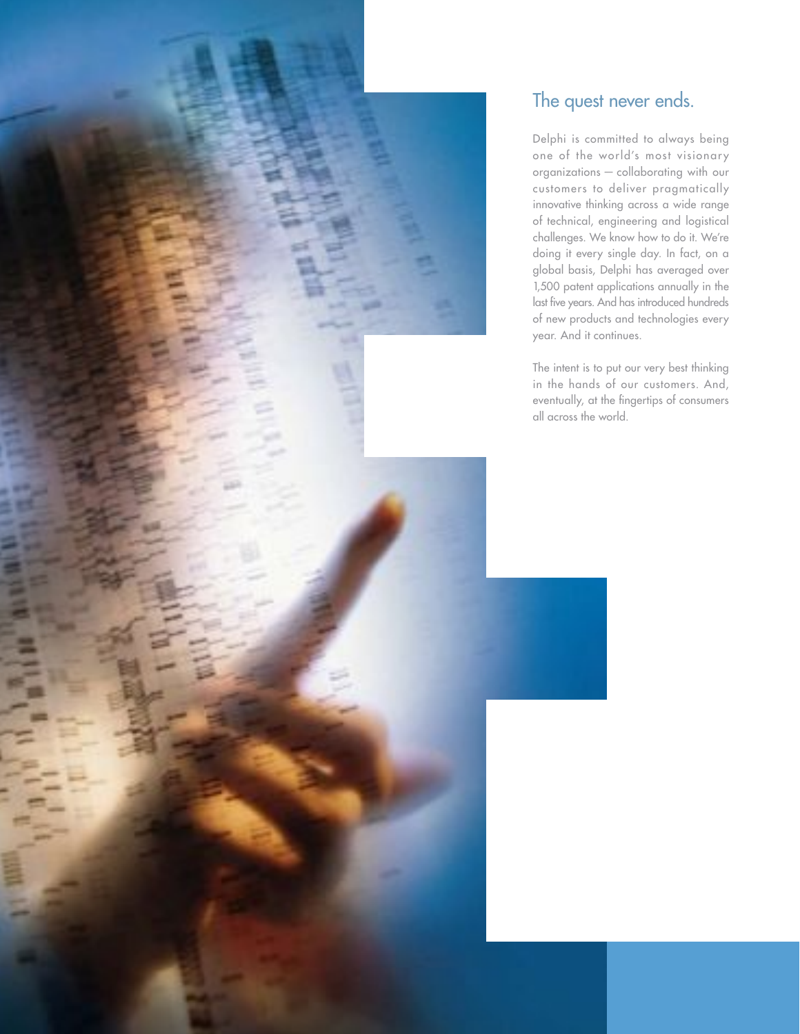## The quest never ends.

Delphi is committed to always being one of the world's most visionary organizations — collaborating with our customers to deliver pragmatically innovative thinking across a wide range of technical, engineering and logistical challenges. We know how to do it. We're doing it every single day. In fact, on a global basis, Delphi has averaged over 1,500 patent applications annually in the last five years. And has introduced hundreds of new products and technologies every year. And it continues.

The intent is to put our very best thinking in the hands of our customers. And, eventually, at the fingertips of consumers all across the world.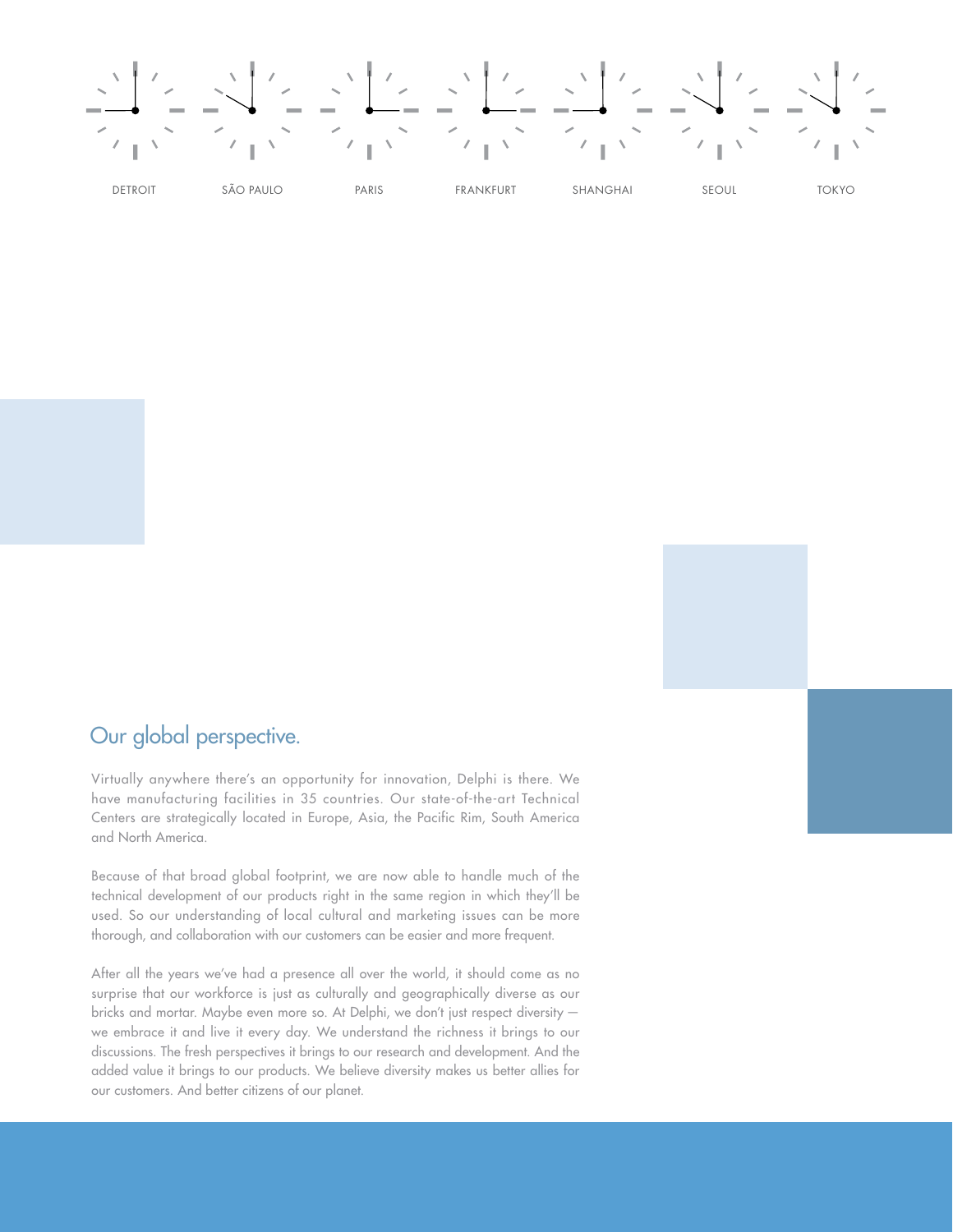DETROIT SÃO PAULO PARIS FRANKFURT SHANGHAI SEOUL TOKYO

## Our global perspective.

Virtually anywhere there's an opportunity for innovation, Delphi is there. We have manufacturing facilities in 35 countries. Our state-of-the-art Technical Centers are strategically located in Europe, Asia, the Pacific Rim, South America and North America.

Because of that broad global footprint, we are now able to handle much of the technical development of our products right in the same region in which they'll be used. So our understanding of local cultural and marketing issues can be more thorough, and collaboration with our customers can be easier and more frequent.

After all the years we've had a presence all over the world, it should come as no surprise that our workforce is just as culturally and geographically diverse as our bricks and mortar. Maybe even more so. At Delphi, we don't just respect diversity — we embrace it and live it every day. We understand the richness it brings to our discussions. The fresh perspectives it brings to our research and development. And the added value it brings to our products. We believe diversity makes us better allies for our customers. And better citizens of our planet.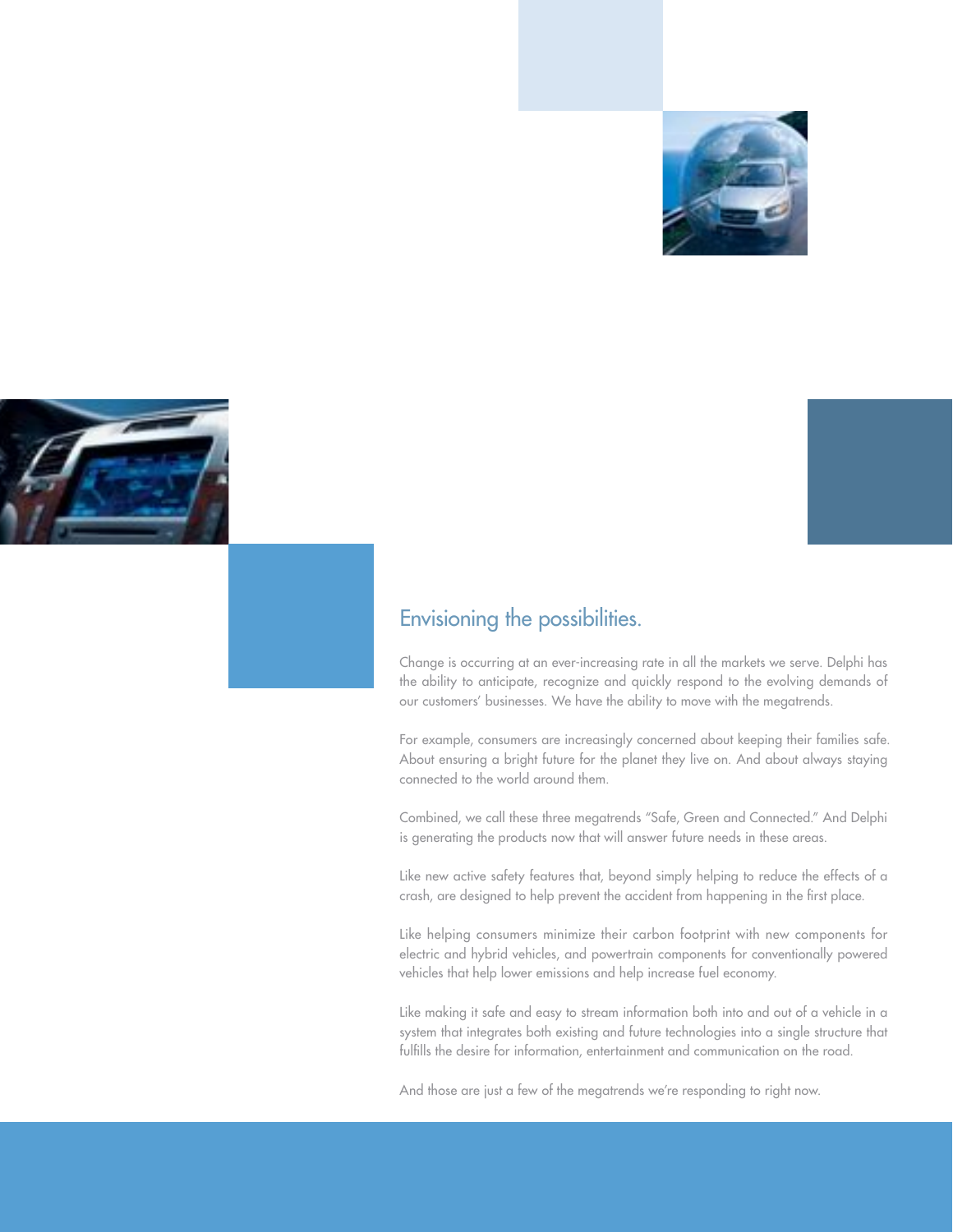## Envisioning the possibilities.

Change is occurring at an ever-increasing rate in all the markets we serve. Delphi has the ability to anticipate, recognize and quickly respond to the evolving demands of our customers' businesses. We have the ability to move with the megatrends.

For example, consumers are increasingly concerned about keeping their families safe. About ensuring a bright future for the planet they live on. And about always staying connected to the world around them.

Combined, we call these three megatrends "Safe, Green and Connected." And Delphi is generating the products now that will answer future needs in these areas.

Like new active safety features that, beyond simply helping to reduce the effects of a crash, are designed to help prevent the accident from happening in the first place.

Like helping consumers minimize their carbon footprint with new components for electric and hybrid vehicles, and powertrain components for conventionally powered vehicles that help lower emissions and help increase fuel economy.

Like making it safe and easy to stream information both into and out of a vehicle in a system that integrates both existing and future technologies into a single structure that fulfills the desire for information, entertainment and communication on the road.

And those are just a few of the megatrends we're responding to right now.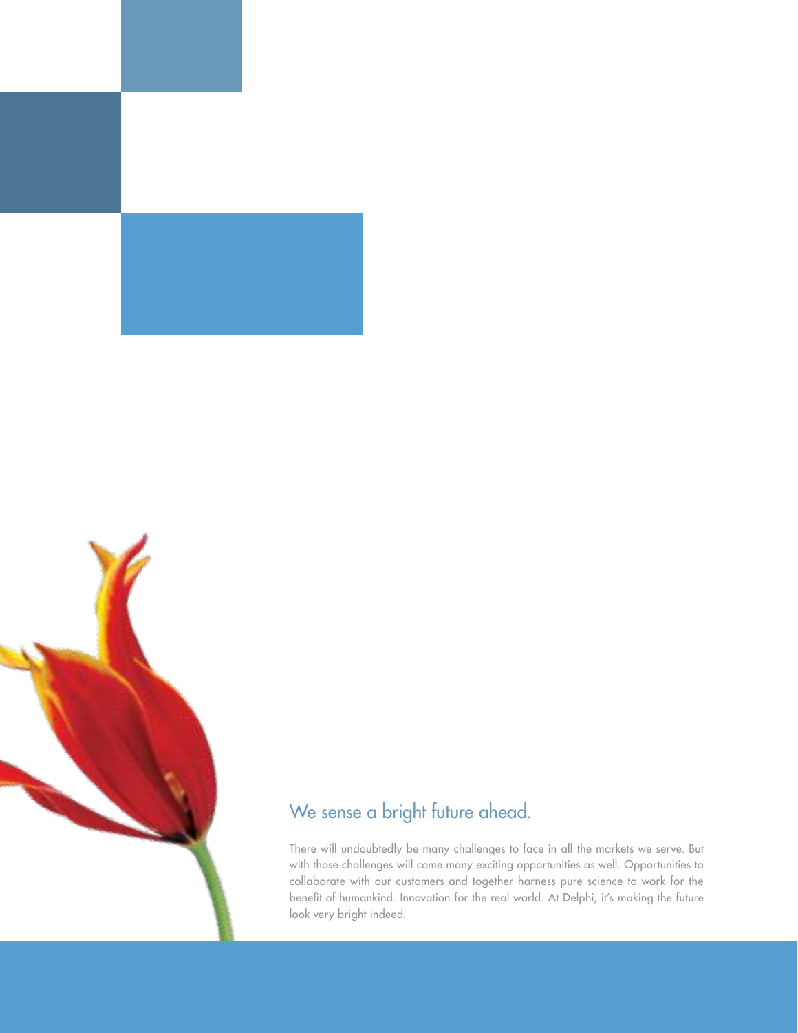## We sense a bright future ahead.

There will undoubtedly be many challenges to face in all the markets we serve. But with those challenges will come many exciting opportunities as well. Opportunities to collaborate with our customers and together harness pure science to work for the benefit of humankind. Innovation for the real world. At Delphi, it's making the future look very bright indeed.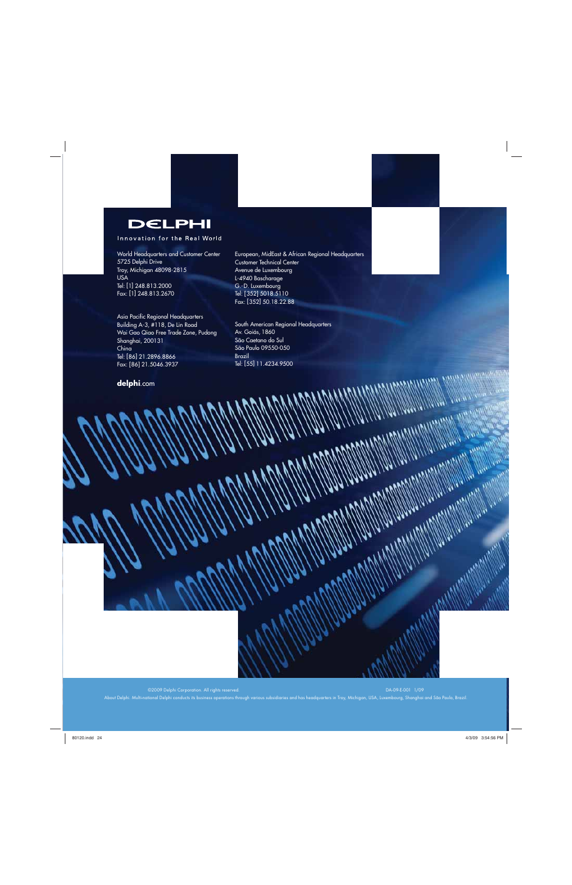# DELPHI

Innovation for the Real World

World Headquarters and Customer Center
5725 Delphi Drive
Troy, Michigan 48098-2815
USA
Tel: [1] 248.813.2000
Fax: [1] 248.813.2670

European, MidEast & African Regional Headquarters
Customer Technical Center
Avenue de Luxembourg
L-4940 Bascharage
G.-D. Luxembourg
Tel: [352] 5018.5110
Fax: [352] 50.18.22.88

Asia Pacific Regional Headquarters
Building A-3, #118, De Lin Road
Wai Gao Qiao Free Trade Zone, Pudong
Shanghai, 200131
China
Tel: [86] 21.2896.8866
Fax: [86] 21.5046.3937

South American Regional Headquarters
Av. Goiás, 1860
São Caetano do Sul
São Paulo 09550-050
Brazil
Tel: [55] 11.4234.9500

**delphi**.com

©2009 Delphi Corporation. All rights reserved.

DA-09-E-001 1/09

About Delphi. Multi-national Delphi conducts its business operations through various subsidiaries and has headquarters in Troy, Michigan, USA, Luxembourg, Shanghai and São Paulo, Brazil.